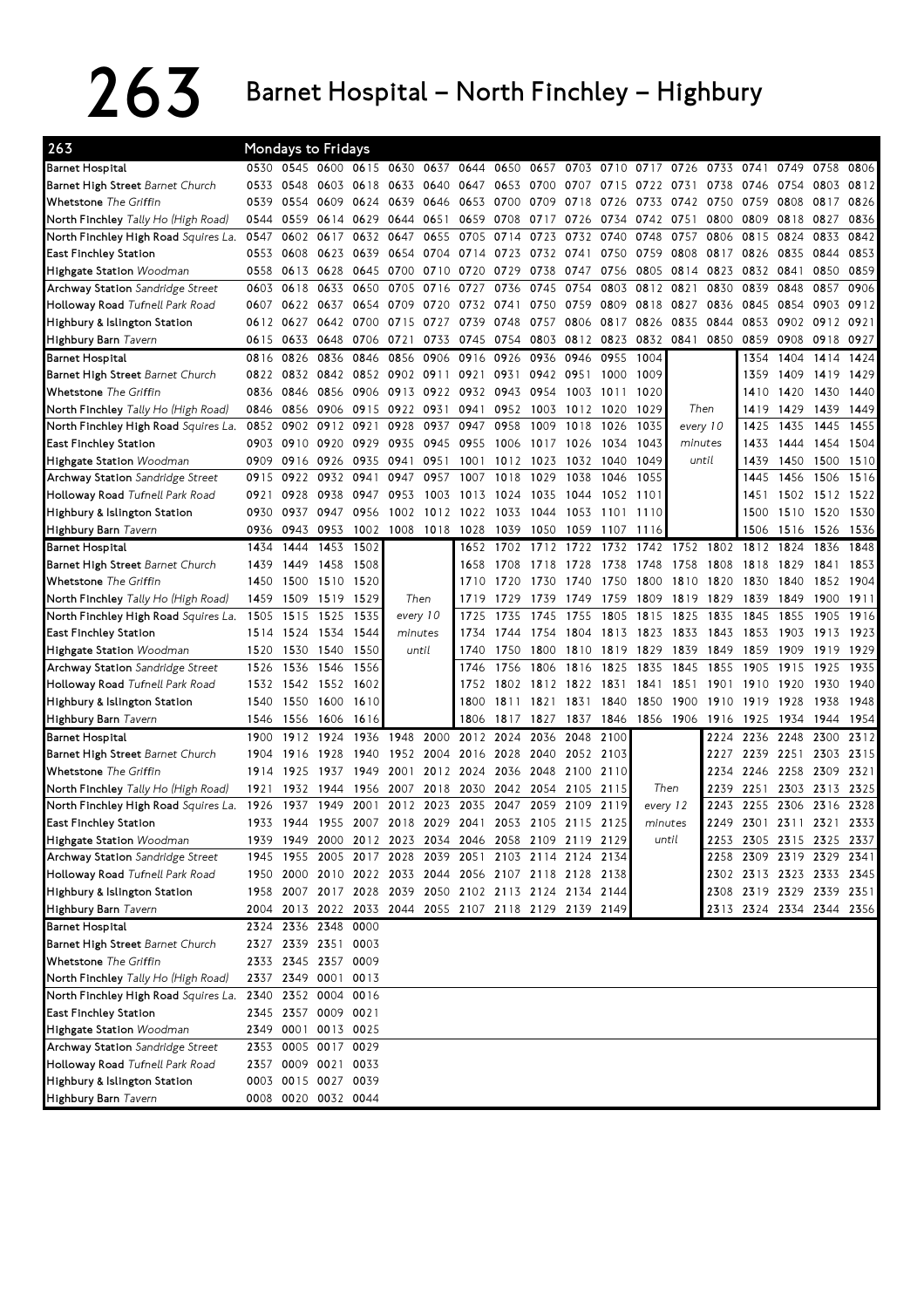# 263 Barnet Hospital – North Finchley – Highbury

| 263 | Mondays to Fridays | | | | | | | | | | | | | | | | | |
|---|---|---|---|---|---|---|---|---|---|---|---|---|---|---|---|---|---|---|
| **Barnet Hospital** | 0530 | 0545 | 0600 | 0615 | 0630 | 0637 | 0644 | 0650 | 0657 | 0703 | 0710 | 0717 | 0726 | 0733 | 0741 | 0749 | 0758 | 0806 |
| **Barnet High Street** *Barnet Church* | 0533 | 0548 | 0603 | 0618 | 0633 | 0640 | 0647 | 0653 | 0700 | 0707 | 0715 | 0722 | 0731 | 0738 | 0746 | 0754 | 0803 | 0812 |
| **Whetstone** *The Griffin* | 0539 | 0554 | 0609 | 0624 | 0639 | 0646 | 0653 | 0700 | 0709 | 0718 | 0726 | 0733 | 0742 | 0750 | 0759 | 0808 | 0817 | 0826 |
| **North Finchley** *Tally Ho (High Road)* | 0544 | 0559 | 0614 | 0629 | 0644 | 0651 | 0659 | 0708 | 0717 | 0726 | 0734 | 0742 | 0751 | 0800 | 0809 | 0818 | 0827 | 0836 |
| **North Finchley High Road** *Squires La.* | 0547 | 0602 | 0617 | 0632 | 0647 | 0655 | 0705 | 0714 | 0723 | 0732 | 0740 | 0748 | 0757 | 0806 | 0815 | 0824 | 0833 | 0842 |
| **East Finchley Station** | 0553 | 0608 | 0623 | 0639 | 0654 | 0704 | 0714 | 0723 | 0732 | 0741 | 0750 | 0759 | 0808 | 0817 | 0826 | 0835 | 0844 | 0853 |
| **Highgate Station** *Woodman* | 0558 | 0613 | 0628 | 0645 | 0700 | 0710 | 0720 | 0729 | 0738 | 0747 | 0756 | 0805 | 0814 | 0823 | 0832 | 0841 | 0850 | 0859 |
| **Archway Station** *Sandridge Street* | 0603 | 0618 | 0633 | 0650 | 0705 | 0716 | 0727 | 0736 | 0745 | 0754 | 0803 | 0812 | 0821 | 0830 | 0839 | 0848 | 0857 | 0906 |
| **Holloway Road** *Tufnell Park Road* | 0607 | 0622 | 0637 | 0654 | 0709 | 0720 | 0732 | 0741 | 0750 | 0759 | 0809 | 0818 | 0827 | 0836 | 0845 | 0854 | 0903 | 0912 |
| **Highbury & Islington Station** | 0612 | 0627 | 0642 | 0700 | 0715 | 0727 | 0739 | 0748 | 0757 | 0806 | 0817 | 0826 | 0835 | 0844 | 0853 | 0902 | 0912 | 0921 |
| **Highbury Barn** *Tavern* | 0615 | 0633 | 0648 | 0706 | 0721 | 0733 | 0745 | 0754 | 0803 | 0812 | 0823 | 0832 | 0841 | 0850 | 0859 | 0908 | 0918 | 0927 |
| **Barnet Hospital** | 0816 | 0826 | 0836 | 0846 | 0856 | 0906 | 0916 | 0926 | 0936 | 0946 | 0955 | 1004 | | | 1354 | 1404 | 1414 | 1424 |
| **Barnet High Street** *Barnet Church* | 0822 | 0832 | 0842 | 0852 | 0902 | 0911 | 0921 | 0931 | 0942 | 0951 | 1000 | 1009 | | | 1359 | 1409 | 1419 | 1429 |
| **Whetstone** *The Griffin* | 0836 | 0846 | 0856 | 0906 | 0913 | 0922 | 0932 | 0943 | 0954 | 1003 | 1011 | 1020 | | | 1410 | 1420 | 1430 | 1440 |
| **North Finchley** *Tally Ho (High Road)* | 0846 | 0856 | 0906 | 0915 | 0922 | 0931 | 0941 | 0952 | 1003 | 1012 | 1020 | 1029 | Then | | 1419 | 1429 | 1439 | 1449 |
| **North Finchley High Road** *Squires La.* | 0852 | 0902 | 0912 | 0921 | 0928 | 0937 | 0947 | 0958 | 1009 | 1018 | 1026 | 1035 | every 10 | | 1425 | 1435 | 1445 | 1455 |
| **East Finchley Station** | 0903 | 0910 | 0920 | 0929 | 0935 | 0945 | 0955 | 1006 | 1017 | 1026 | 1034 | 1043 | minutes | | 1433 | 1444 | 1454 | 1504 |
| **Highgate Station** *Woodman* | 0909 | 0916 | 0926 | 0935 | 0941 | 0951 | 1001 | 1012 | 1023 | 1032 | 1040 | 1049 | until | | 1439 | 1450 | 1500 | 1510 |
| **Archway Station** *Sandridge Street* | 0915 | 0922 | 0932 | 0941 | 0947 | 0957 | 1007 | 1018 | 1029 | 1038 | 1046 | 1055 | | | 1445 | 1456 | 1506 | 1516 |
| **Holloway Road** *Tufnell Park Road* | 0921 | 0928 | 0938 | 0947 | 0953 | 1003 | 1013 | 1024 | 1035 | 1044 | 1052 | 1101 | | | 1451 | 1502 | 1512 | 1522 |
| **Highbury & Islington Station** | 0930 | 0937 | 0947 | 0956 | 1002 | 1012 | 1022 | 1033 | 1044 | 1053 | 1101 | 1110 | | | 1500 | 1510 | 1520 | 1530 |
| **Highbury Barn** *Tavern* | 0936 | 0943 | 0953 | 1002 | 1008 | 1018 | 1028 | 1039 | 1050 | 1059 | 1107 | 1116 | | | 1506 | 1516 | 1526 | 1536 |
| **Barnet Hospital** | 1434 | 1444 | 1453 | 1502 | | | 1652 | 1702 | 1712 | 1722 | 1732 | 1742 | 1752 | 1802 | 1812 | 1824 | 1836 | 1848 |
| **Barnet High Street** *Barnet Church* | 1439 | 1449 | 1458 | 1508 | | | 1658 | 1708 | 1718 | 1728 | 1738 | 1748 | 1758 | 1808 | 1818 | 1829 | 1841 | 1853 |
| **Whetstone** *The Griffin* | 1450 | 1500 | 1510 | 1520 | | | 1710 | 1720 | 1730 | 1740 | 1750 | 1800 | 1810 | 1820 | 1830 | 1840 | 1852 | 1904 |
| **North Finchley** *Tally Ho (High Road)* | 1459 | 1509 | 1519 | 1529 | Then | | 1719 | 1729 | 1739 | 1749 | 1759 | 1809 | 1819 | 1829 | 1839 | 1849 | 1900 | 1911 |
| **North Finchley High Road** *Squires La.* | 1505 | 1515 | 1525 | 1535 | every 10 | | 1725 | 1735 | 1745 | 1755 | 1805 | 1815 | 1825 | 1835 | 1845 | 1855 | 1905 | 1916 |
| **East Finchley Station** | 1514 | 1524 | 1534 | 1544 | minutes | | 1734 | 1744 | 1754 | 1804 | 1813 | 1823 | 1833 | 1843 | 1853 | 1903 | 1913 | 1923 |
| **Highgate Station** *Woodman* | 1520 | 1530 | 1540 | 1550 | until | | 1740 | 1750 | 1800 | 1810 | 1819 | 1829 | 1839 | 1849 | 1859 | 1909 | 1919 | 1929 |
| **Archway Station** *Sandridge Street* | 1526 | 1536 | 1546 | 1556 | | | 1746 | 1756 | 1806 | 1816 | 1825 | 1835 | 1845 | 1855 | 1905 | 1915 | 1925 | 1935 |
| **Holloway Road** *Tufnell Park Road* | 1532 | 1542 | 1552 | 1602 | | | 1752 | 1802 | 1812 | 1822 | 1831 | 1841 | 1851 | 1901 | 1910 | 1920 | 1930 | 1940 |
| **Highbury & Islington Station** | 1540 | 1550 | 1600 | 1610 | | | 1800 | 1811 | 1821 | 1831 | 1840 | 1850 | 1900 | 1910 | 1919 | 1928 | 1938 | 1948 |
| **Highbury Barn** *Tavern* | 1546 | 1556 | 1606 | 1616 | | | 1806 | 1817 | 1827 | 1837 | 1846 | 1856 | 1906 | 1916 | 1925 | 1934 | 1944 | 1954 |
| **Barnet Hospital** | 1900 | 1912 | 1924 | 1936 | 1948 | 2000 | 2012 | 2024 | 2036 | 2048 | 2100 | | | 2224 | 2236 | 2248 | 2300 | 2312 |
| **Barnet High Street** *Barnet Church* | 1904 | 1916 | 1928 | 1940 | 1952 | 2004 | 2016 | 2028 | 2040 | 2052 | 2103 | | | 2227 | 2239 | 2251 | 2303 | 2315 |
| **Whetstone** *The Griffin* | 1914 | 1925 | 1937 | 1949 | 2001 | 2012 | 2024 | 2036 | 2048 | 2100 | 2110 | | | 2234 | 2246 | 2258 | 2309 | 2321 |
| **North Finchley** *Tally Ho (High Road)* | 1921 | 1932 | 1944 | 1956 | 2007 | 2018 | 2030 | 2042 | 2054 | 2105 | 2115 | Then | | 2239 | 2251 | 2303 | 2313 | 2325 |
| **North Finchley High Road** *Squires La.* | 1926 | 1937 | 1949 | 2001 | 2012 | 2023 | 2035 | 2047 | 2059 | 2109 | 2119 | every 12 | | 2243 | 2255 | 2306 | 2316 | 2328 |
| **East Finchley Station** | 1933 | 1944 | 1955 | 2007 | 2018 | 2029 | 2041 | 2053 | 2105 | 2115 | 2125 | minutes | | 2249 | 2301 | 2311 | 2321 | 2333 |
| **Highgate Station** *Woodman* | 1939 | 1949 | 2000 | 2012 | 2023 | 2034 | 2046 | 2058 | 2109 | 2119 | 2129 | until | | 2253 | 2305 | 2315 | 2325 | 2337 |
| **Archway Station** *Sandridge Street* | 1945 | 1955 | 2005 | 2017 | 2028 | 2039 | 2051 | 2103 | 2114 | 2124 | 2134 | | | 2258 | 2309 | 2319 | 2329 | 2341 |
| **Holloway Road** *Tufnell Park Road* | 1950 | 2000 | 2010 | 2022 | 2033 | 2044 | 2056 | 2107 | 2118 | 2128 | 2138 | | | 2302 | 2313 | 2323 | 2333 | 2345 |
| **Highbury & Islington Station** | 1958 | 2007 | 2017 | 2028 | 2039 | 2050 | 2102 | 2113 | 2124 | 2134 | 2144 | | | 2308 | 2319 | 2329 | 2339 | 2351 |
| **Highbury Barn** *Tavern* | 2004 | 2013 | 2022 | 2033 | 2044 | 2055 | 2107 | 2118 | 2129 | 2139 | 2149 | | | 2313 | 2324 | 2334 | 2344 | 2356 |
| **Barnet Hospital** | 2324 | 2336 | 2348 | 0000 | | | | | | | | | | | | | | |
| **Barnet High Street** *Barnet Church* | 2327 | 2339 | 2351 | 0003 | | | | | | | | | | | | | | |
| **Whetstone** *The Griffin* | 2333 | 2345 | 2357 | 0009 | | | | | | | | | | | | | | |
| **North Finchley** *Tally Ho (High Road)* | 2337 | 2349 | 0001 | 0013 | | | | | | | | | | | | | | |
| **North Finchley High Road** *Squires La.* | 2340 | 2352 | 0004 | 0016 | | | | | | | | | | | | | | |
| **East Finchley Station** | 2345 | 2357 | 0009 | 0021 | | | | | | | | | | | | | | |
| **Highgate Station** *Woodman* | 2349 | 0001 | 0013 | 0025 | | | | | | | | | | | | | | |
| **Archway Station** *Sandridge Street* | 2353 | 0005 | 0017 | 0029 | | | | | | | | | | | | | | |
| **Holloway Road** *Tufnell Park Road* | 2357 | 0009 | 0021 | 0033 | | | | | | | | | | | | | | |
| **Highbury & Islington Station** | 0003 | 0015 | 0027 | 0039 | | | | | | | | | | | | | | |
| **Highbury Barn** *Tavern* | 0008 | 0020 | 0032 | 0044 | | | | | | | | | | | | | | |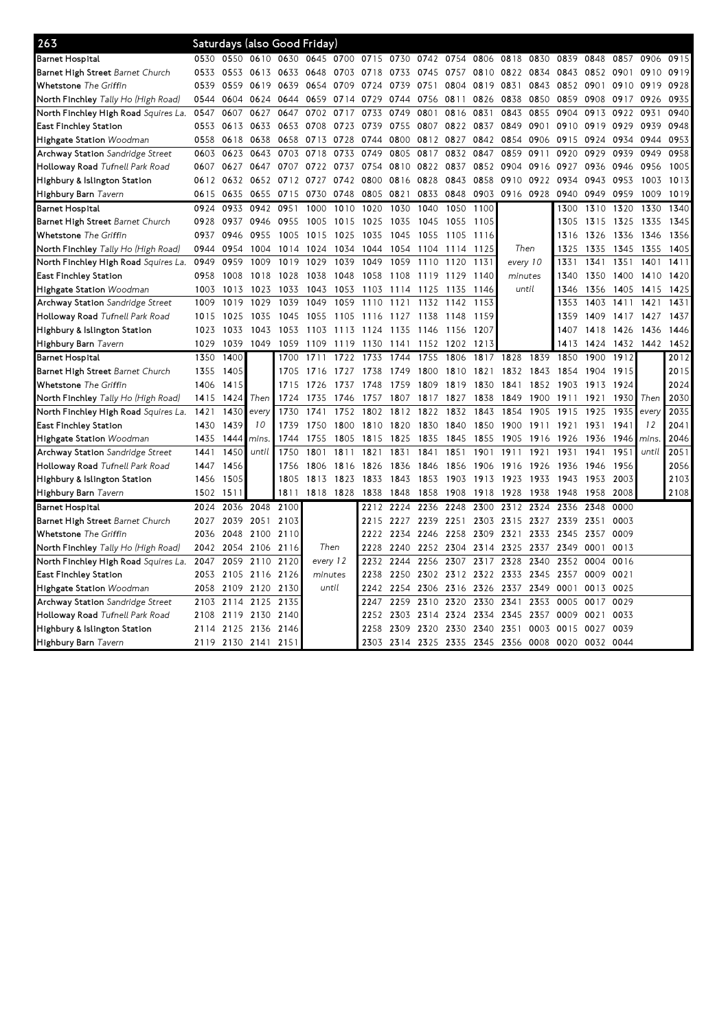## 263 Saturdays (also Good Friday)

| Stop | | | | | | | | | | | | | | | | | | |
|---|---|---|---|---|---|---|---|---|---|---|---|---|---|---|---|---|---|---|
| **Barnet Hospital** | 0530 | 0550 | 0610 | 0630 | 0645 | 0700 | 0715 | 0730 | 0742 | 0754 | 0806 | 0818 | 0830 | 0839 | 0848 | 0857 | 0906 | 0915 |
| **Barnet High Street** *Barnet Church* | 0533 | 0553 | 0613 | 0633 | 0648 | 0703 | 0718 | 0733 | 0745 | 0757 | 0810 | 0822 | 0834 | 0843 | 0852 | 0901 | 0910 | 0919 |
| **Whetstone** *The Griffin* | 0539 | 0559 | 0619 | 0639 | 0654 | 0709 | 0724 | 0739 | 0751 | 0804 | 0819 | 0831 | 0843 | 0852 | 0901 | 0910 | 0919 | 0928 |
| **North Finchley** *Tally Ho (High Road)* | 0544 | 0604 | 0624 | 0644 | 0659 | 0714 | 0729 | 0744 | 0756 | 0811 | 0826 | 0838 | 0850 | 0859 | 0908 | 0917 | 0926 | 0935 |
| **North Finchley High Road** *Squires La.* | 0547 | 0607 | 0627 | 0647 | 0702 | 0717 | 0733 | 0749 | 0801 | 0816 | 0831 | 0843 | 0855 | 0904 | 0913 | 0922 | 0931 | 0940 |
| **East Finchley Station** | 0553 | 0613 | 0633 | 0653 | 0708 | 0723 | 0739 | 0755 | 0807 | 0822 | 0837 | 0849 | 0901 | 0910 | 0919 | 0929 | 0939 | 0948 |
| **Highgate Station** *Woodman* | 0558 | 0618 | 0638 | 0658 | 0713 | 0728 | 0744 | 0800 | 0812 | 0827 | 0842 | 0854 | 0906 | 0915 | 0924 | 0934 | 0944 | 0953 |
| **Archway Station** *Sandridge Street* | 0603 | 0623 | 0643 | 0703 | 0718 | 0733 | 0749 | 0805 | 0817 | 0832 | 0847 | 0859 | 0911 | 0920 | 0929 | 0939 | 0949 | 0958 |
| **Holloway Road** *Tufnell Park Road* | 0607 | 0627 | 0647 | 0707 | 0722 | 0737 | 0754 | 0810 | 0822 | 0837 | 0852 | 0904 | 0916 | 0927 | 0936 | 0946 | 0956 | 1005 |
| **Highbury & Islington Station** | 0612 | 0632 | 0652 | 0712 | 0727 | 0742 | 0800 | 0816 | 0828 | 0843 | 0858 | 0910 | 0922 | 0934 | 0943 | 0953 | 1003 | 1013 |
| **Highbury Barn** *Tavern* | 0615 | 0635 | 0655 | 0715 | 0730 | 0748 | 0805 | 0821 | 0833 | 0848 | 0903 | 0916 | 0928 | 0940 | 0949 | 0959 | 1009 | 1019 |

| Stop | | | | | | | | | | | | | | | | | |
|---|---|---|---|---|---|---|---|---|---|---|---|---|---|---|---|---|---|
| **Barnet Hospital** | 0924 | 0933 | 0942 | 0951 | 1000 | 1010 | 1020 | 1030 | 1040 | 1050 | 1100 | | 1300 | 1310 | 1320 | 1330 | 1340 |
| **Barnet High Street** *Barnet Church* | 0928 | 0937 | 0946 | 0955 | 1005 | 1015 | 1025 | 1035 | 1045 | 1055 | 1105 | | 1305 | 1315 | 1325 | 1335 | 1345 |
| **Whetstone** *The Griffin* | 0937 | 0946 | 0955 | 1005 | 1015 | 1025 | 1035 | 1045 | 1055 | 1105 | 1116 | | 1316 | 1326 | 1336 | 1346 | 1356 |
| **North Finchley** *Tally Ho (High Road)* | 0944 | 0954 | 1004 | 1014 | 1024 | 1034 | 1044 | 1054 | 1104 | 1114 | 1125 | Then | 1325 | 1335 | 1345 | 1355 | 1405 |
| **North Finchley High Road** *Squires La.* | 0949 | 0959 | 1009 | 1019 | 1029 | 1039 | 1049 | 1059 | 1110 | 1120 | 1131 | every 10 | 1331 | 1341 | 1351 | 1401 | 1411 |
| **East Finchley Station** | 0958 | 1008 | 1018 | 1028 | 1038 | 1048 | 1058 | 1108 | 1119 | 1129 | 1140 | minutes | 1340 | 1350 | 1400 | 1410 | 1420 |
| **Highgate Station** *Woodman* | 1003 | 1013 | 1023 | 1033 | 1043 | 1053 | 1103 | 1114 | 1125 | 1135 | 1146 | until | 1346 | 1356 | 1405 | 1415 | 1425 |
| **Archway Station** *Sandridge Street* | 1009 | 1019 | 1029 | 1039 | 1049 | 1059 | 1110 | 1121 | 1132 | 1142 | 1153 | | 1353 | 1403 | 1411 | 1421 | 1431 |
| **Holloway Road** *Tufnell Park Road* | 1015 | 1025 | 1035 | 1045 | 1055 | 1105 | 1116 | 1127 | 1138 | 1148 | 1159 | | 1359 | 1409 | 1417 | 1427 | 1437 |
| **Highbury & Islington Station** | 1023 | 1033 | 1043 | 1053 | 1103 | 1113 | 1124 | 1135 | 1146 | 1156 | 1207 | | 1407 | 1418 | 1426 | 1436 | 1446 |
| **Highbury Barn** *Tavern* | 1029 | 1039 | 1049 | 1059 | 1109 | 1119 | 1130 | 1141 | 1152 | 1202 | 1213 | | 1413 | 1424 | 1432 | 1442 | 1452 |

| Stop | | | | | | | | | | | | | | | | | | | |
|---|---|---|---|---|---|---|---|---|---|---|---|---|---|---|---|---|---|---|---|
| **Barnet Hospital** | 1350 | 1400 | | 1700 | 1711 | 1722 | 1733 | 1744 | 1755 | 1806 | 1817 | 1828 | 1839 | 1850 | 1900 | 1912 | | 2012 |
| **Barnet High Street** *Barnet Church* | 1355 | 1405 | | 1705 | 1716 | 1727 | 1738 | 1749 | 1800 | 1810 | 1821 | 1832 | 1843 | 1854 | 1904 | 1915 | | 2015 |
| **Whetstone** *The Griffin* | 1406 | 1415 | | 1715 | 1726 | 1737 | 1748 | 1759 | 1809 | 1819 | 1830 | 1841 | 1852 | 1903 | 1913 | 1924 | | 2024 |
| **North Finchley** *Tally Ho (High Road)* | 1415 | 1424 | Then | 1724 | 1735 | 1746 | 1757 | 1807 | 1817 | 1827 | 1838 | 1849 | 1900 | 1911 | 1921 | 1930 | Then | 2030 |
| **North Finchley High Road** *Squires La.* | 1421 | 1430 | every | 1730 | 1741 | 1752 | 1802 | 1812 | 1822 | 1832 | 1843 | 1854 | 1905 | 1915 | 1925 | 1935 | every | 2035 |
| **East Finchley Station** | 1430 | 1439 | 10 | 1739 | 1750 | 1800 | 1810 | 1820 | 1830 | 1840 | 1850 | 1900 | 1911 | 1921 | 1931 | 1941 | 12 | 2041 |
| **Highgate Station** *Woodman* | 1435 | 1444 | mins. | 1744 | 1755 | 1805 | 1815 | 1825 | 1835 | 1845 | 1855 | 1905 | 1916 | 1926 | 1936 | 1946 | mins. | 2046 |
| **Archway Station** *Sandridge Street* | 1441 | 1450 | until | 1750 | 1801 | 1811 | 1821 | 1831 | 1841 | 1851 | 1901 | 1911 | 1921 | 1931 | 1941 | 1951 | until | 2051 |
| **Holloway Road** *Tufnell Park Road* | 1447 | 1456 | | 1756 | 1806 | 1816 | 1826 | 1836 | 1846 | 1856 | 1906 | 1916 | 1926 | 1936 | 1946 | 1956 | | 2056 |
| **Highbury & Islington Station** | 1456 | 1505 | | 1805 | 1813 | 1823 | 1833 | 1843 | 1853 | 1903 | 1913 | 1923 | 1933 | 1943 | 1953 | 2003 | | 2103 |
| **Highbury Barn** *Tavern* | 1502 | 1511 | | 1811 | 1818 | 1828 | 1838 | 1848 | 1858 | 1908 | 1918 | 1928 | 1938 | 1948 | 1958 | 2008 | | 2108 |

| Stop | | | | | | | | | | | | | | | | |
|---|---|---|---|---|---|---|---|---|---|---|---|---|---|---|---|
| **Barnet Hospital** | 2024 | 2036 | 2048 | 2100 | | 2212 | 2224 | 2236 | 2248 | 2300 | 2312 | 2324 | 2336 | 2348 | 0000 |
| **Barnet High Street** *Barnet Church* | 2027 | 2039 | 2051 | 2103 | | 2215 | 2227 | 2239 | 2251 | 2303 | 2315 | 2327 | 2339 | 2351 | 0003 |
| **Whetstone** *The Griffin* | 2036 | 2048 | 2100 | 2110 | | 2222 | 2234 | 2246 | 2258 | 2309 | 2321 | 2333 | 2345 | 2357 | 0009 |
| **North Finchley** *Tally Ho (High Road)* | 2042 | 2054 | 2106 | 2116 | Then | 2228 | 2240 | 2252 | 2304 | 2314 | 2325 | 2337 | 2349 | 0001 | 0013 |
| **North Finchley High Road** *Squires La.* | 2047 | 2059 | 2110 | 2120 | every 12 | 2232 | 2244 | 2256 | 2307 | 2317 | 2328 | 2340 | 2352 | 0004 | 0016 |
| **East Finchley Station** | 2053 | 2105 | 2116 | 2126 | minutes | 2238 | 2250 | 2302 | 2312 | 2322 | 2333 | 2345 | 2357 | 0009 | 0021 |
| **Highgate Station** *Woodman* | 2058 | 2109 | 2120 | 2130 | until | 2242 | 2254 | 2306 | 2316 | 2326 | 2337 | 2349 | 0001 | 0013 | 0025 |
| **Archway Station** *Sandridge Street* | 2103 | 2114 | 2125 | 2135 | | 2247 | 2259 | 2310 | 2320 | 2330 | 2341 | 2353 | 0005 | 0017 | 0029 |
| **Holloway Road** *Tufnell Park Road* | 2108 | 2119 | 2130 | 2140 | | 2252 | 2303 | 2314 | 2324 | 2334 | 2345 | 2357 | 0009 | 0021 | 0033 |
| **Highbury & Islington Station** | 2114 | 2125 | 2136 | 2146 | | 2258 | 2309 | 2320 | 2330 | 2340 | 2351 | 0003 | 0015 | 0027 | 0039 |
| **Highbury Barn** *Tavern* | 2119 | 2130 | 2141 | 2151 | | 2303 | 2314 | 2325 | 2335 | 2345 | 2356 | 0008 | 0020 | 0032 | 0044 |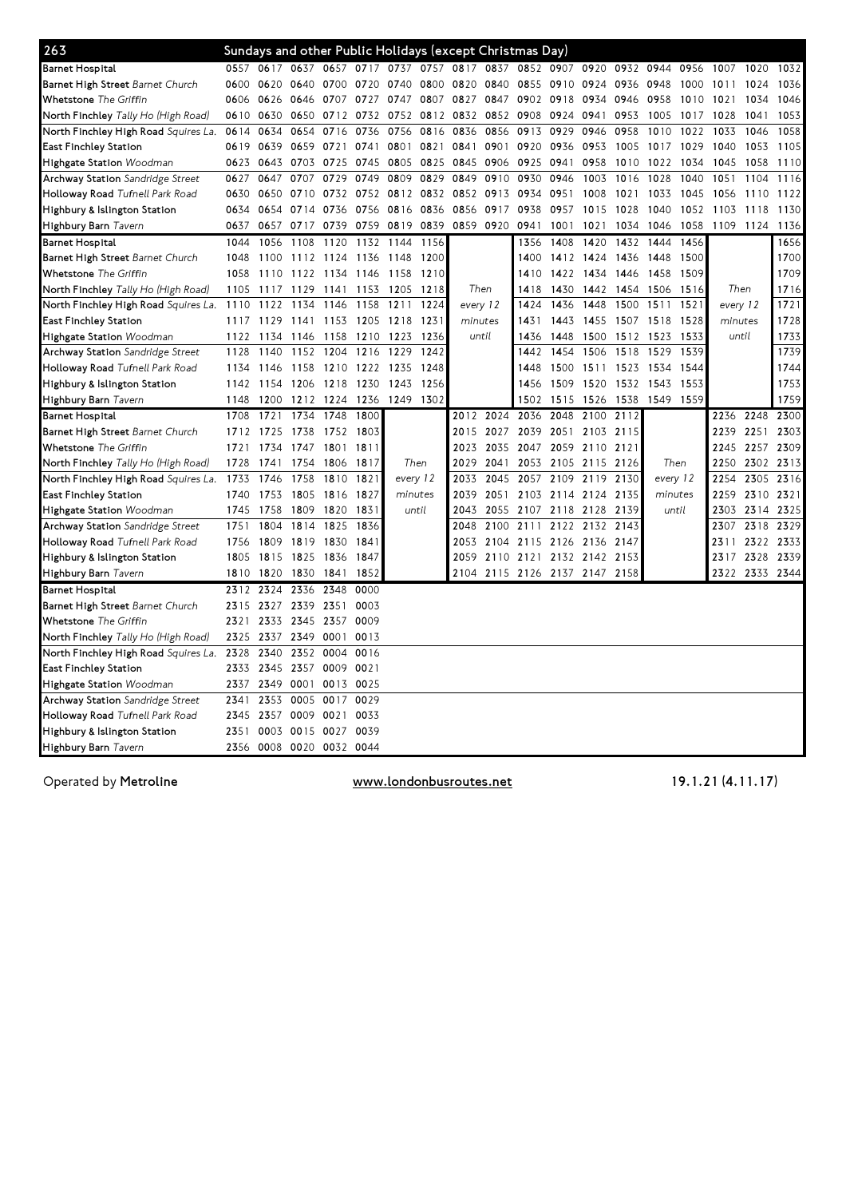## 263 Sundays and other Public Holidays (except Christmas Day)

| Stop | | | | | | | | | | | | | | | | | | |
|---|---|---|---|---|---|---|---|---|---|---|---|---|---|---|---|---|---|---|
| Barnet Hospital | 0557 | 0617 | 0637 | 0657 | 0717 | 0737 | 0757 | 0817 | 0837 | 0852 | 0907 | 0920 | 0932 | 0944 | 0956 | 1007 | 1020 | 1032 |
| Barnet High Street *Barnet Church* | 0600 | 0620 | 0640 | 0700 | 0720 | 0740 | 0800 | 0820 | 0840 | 0855 | 0910 | 0924 | 0936 | 0948 | 1000 | 1011 | 1024 | 1036 |
| Whetstone *The Griffin* | 0606 | 0626 | 0646 | 0707 | 0727 | 0747 | 0807 | 0827 | 0847 | 0902 | 0918 | 0934 | 0946 | 0958 | 1010 | 1021 | 1034 | 1046 |
| North Finchley *Tally Ho (High Road)* | 0610 | 0630 | 0650 | 0712 | 0732 | 0752 | 0812 | 0832 | 0852 | 0908 | 0924 | 0941 | 0953 | 1005 | 1017 | 1028 | 1041 | 1053 |
| North Finchley High Road *Squires La.* | 0614 | 0634 | 0654 | 0716 | 0736 | 0756 | 0816 | 0836 | 0856 | 0913 | 0929 | 0946 | 0958 | 1010 | 1022 | 1033 | 1046 | 1058 |
| East Finchley Station | 0619 | 0639 | 0659 | 0721 | 0741 | 0801 | 0821 | 0841 | 0901 | 0920 | 0936 | 0953 | 1005 | 1017 | 1029 | 1040 | 1053 | 1105 |
| Highgate Station *Woodman* | 0623 | 0643 | 0703 | 0725 | 0745 | 0805 | 0825 | 0845 | 0906 | 0925 | 0941 | 0958 | 1010 | 1022 | 1034 | 1045 | 1058 | 1110 |
| Archway Station *Sandridge Street* | 0627 | 0647 | 0707 | 0729 | 0749 | 0809 | 0829 | 0849 | 0910 | 0930 | 0946 | 1003 | 1016 | 1028 | 1040 | 1051 | 1104 | 1116 |
| Holloway Road *Tufnell Park Road* | 0630 | 0650 | 0710 | 0732 | 0752 | 0812 | 0832 | 0852 | 0913 | 0934 | 0951 | 1008 | 1021 | 1033 | 1045 | 1056 | 1110 | 1122 |
| Highbury & Islington Station | 0634 | 0654 | 0714 | 0736 | 0756 | 0816 | 0836 | 0856 | 0917 | 0938 | 0957 | 1015 | 1028 | 1040 | 1052 | 1103 | 1118 | 1130 |
| Highbury Barn *Tavern* | 0637 | 0657 | 0717 | 0739 | 0759 | 0819 | 0839 | 0859 | 0920 | 0941 | 1001 | 1021 | 1034 | 1046 | 1058 | 1109 | 1124 | 1136 |

| Stop | | | | | | | | | | | | | | | | | |
|---|---|---|---|---|---|---|---|---|---|---|---|---|---|---|---|---|---|
| Barnet Hospital | 1044 | 1056 | 1108 | 1120 | 1132 | 1144 | 1156 | Then every 12 minutes until | 1356 | 1408 | 1420 | 1432 | 1444 | 1456 | Then every 12 minutes until | 1656 |
| Barnet High Street *Barnet Church* | 1048 | 1100 | 1112 | 1124 | 1136 | 1148 | 1200 | | 1400 | 1412 | 1424 | 1436 | 1448 | 1500 | | 1700 |
| Whetstone *The Griffin* | 1058 | 1110 | 1122 | 1134 | 1146 | 1158 | 1210 | | 1410 | 1422 | 1434 | 1446 | 1458 | 1509 | | 1709 |
| North Finchley *Tally Ho (High Road)* | 1105 | 1117 | 1129 | 1141 | 1153 | 1205 | 1218 | | 1418 | 1430 | 1442 | 1454 | 1506 | 1516 | | 1716 |
| North Finchley High Road *Squires La.* | 1110 | 1122 | 1134 | 1146 | 1158 | 1211 | 1224 | | 1424 | 1436 | 1448 | 1500 | 1511 | 1521 | | 1721 |
| East Finchley Station | 1117 | 1129 | 1141 | 1153 | 1205 | 1218 | 1231 | | 1431 | 1443 | 1455 | 1507 | 1518 | 1528 | | 1728 |
| Highgate Station *Woodman* | 1122 | 1134 | 1146 | 1158 | 1210 | 1223 | 1236 | | 1436 | 1448 | 1500 | 1512 | 1523 | 1533 | | 1733 |
| Archway Station *Sandridge Street* | 1128 | 1140 | 1152 | 1204 | 1216 | 1229 | 1242 | | 1442 | 1454 | 1506 | 1518 | 1529 | 1539 | | 1739 |
| Holloway Road *Tufnell Park Road* | 1134 | 1146 | 1158 | 1210 | 1222 | 1235 | 1248 | | 1448 | 1500 | 1511 | 1523 | 1534 | 1544 | | 1744 |
| Highbury & Islington Station | 1142 | 1154 | 1206 | 1218 | 1230 | 1243 | 1256 | | 1456 | 1509 | 1520 | 1532 | 1543 | 1553 | | 1753 |
| Highbury Barn *Tavern* | 1148 | 1200 | 1212 | 1224 | 1236 | 1249 | 1302 | | 1502 | 1515 | 1526 | 1538 | 1549 | 1559 | | 1759 |

| Stop | | | | | | | | | | | | | | | | | |
|---|---|---|---|---|---|---|---|---|---|---|---|---|---|---|---|---|---|
| Barnet Hospital | 1708 | 1721 | 1734 | 1748 | 1800 | Then every 12 minutes until | 2012 | 2024 | 2036 | 2048 | 2100 | 2112 | Then every 12 minutes until | 2236 | 2248 | 2300 |
| Barnet High Street *Barnet Church* | 1712 | 1725 | 1738 | 1752 | 1803 | | 2015 | 2027 | 2039 | 2051 | 2103 | 2115 | | 2239 | 2251 | 2303 |
| Whetstone *The Griffin* | 1721 | 1734 | 1747 | 1801 | 1811 | | 2023 | 2035 | 2047 | 2059 | 2110 | 2121 | | 2245 | 2257 | 2309 |
| North Finchley *Tally Ho (High Road)* | 1728 | 1741 | 1754 | 1806 | 1817 | | 2029 | 2041 | 2053 | 2105 | 2115 | 2126 | | 2250 | 2302 | 2313 |
| North Finchley High Road *Squires La.* | 1733 | 1746 | 1758 | 1810 | 1821 | | 2033 | 2045 | 2057 | 2109 | 2119 | 2130 | | 2254 | 2305 | 2316 |
| East Finchley Station | 1740 | 1753 | 1805 | 1816 | 1827 | | 2039 | 2051 | 2103 | 2114 | 2124 | 2135 | | 2259 | 2310 | 2321 |
| Highgate Station *Woodman* | 1745 | 1758 | 1809 | 1820 | 1831 | | 2043 | 2055 | 2107 | 2118 | 2128 | 2139 | | 2303 | 2314 | 2325 |
| Archway Station *Sandridge Street* | 1751 | 1804 | 1814 | 1825 | 1836 | | 2048 | 2100 | 2111 | 2122 | 2132 | 2143 | | 2307 | 2318 | 2329 |
| Holloway Road *Tufnell Park Road* | 1756 | 1809 | 1819 | 1830 | 1841 | | 2053 | 2104 | 2115 | 2126 | 2136 | 2147 | | 2311 | 2322 | 2333 |
| Highbury & Islington Station | 1805 | 1815 | 1825 | 1836 | 1847 | | 2059 | 2110 | 2121 | 2132 | 2142 | 2153 | | 2317 | 2328 | 2339 |
| Highbury Barn *Tavern* | 1810 | 1820 | 1830 | 1841 | 1852 | | 2104 | 2115 | 2126 | 2137 | 2147 | 2158 | | 2322 | 2333 | 2344 |

| Stop | | | | | |
|---|---|---|---|---|---|
| Barnet Hospital | 2312 | 2324 | 2336 | 2348 | 0000 |
| Barnet High Street *Barnet Church* | 2315 | 2327 | 2339 | 2351 | 0003 |
| Whetstone *The Griffin* | 2321 | 2333 | 2345 | 2357 | 0009 |
| North Finchley *Tally Ho (High Road)* | 2325 | 2337 | 2349 | 0001 | 0013 |
| North Finchley High Road *Squires La.* | 2328 | 2340 | 2352 | 0004 | 0016 |
| East Finchley Station | 2333 | 2345 | 2357 | 0009 | 0021 |
| Highgate Station *Woodman* | 2337 | 2349 | 0001 | 0013 | 0025 |
| Archway Station *Sandridge Street* | 2341 | 2353 | 0005 | 0017 | 0029 |
| Holloway Road *Tufnell Park Road* | 2345 | 2357 | 0009 | 0021 | 0033 |
| Highbury & Islington Station | 2351 | 0003 | 0015 | 0027 | 0039 |
| Highbury Barn *Tavern* | 2356 | 0008 | 0020 | 0032 | 0044 |

Operated by **Metroline** www.londonbusroutes.net 19.1.21 (4.11.17)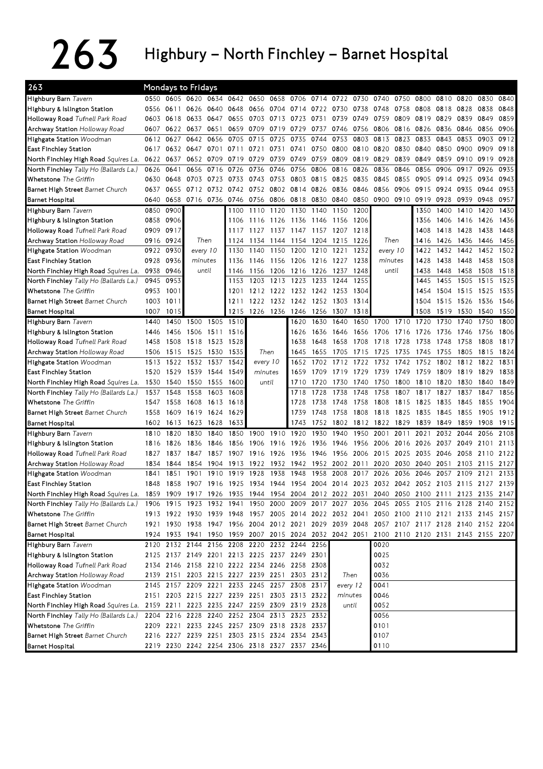# 263 Highbury – North Finchley – Barnet Hospital

| 263 | Mondays to Fridays | | | | | | | | | | | | | | | | |
|---|---|---|---|---|---|---|---|---|---|---|---|---|---|---|---|---|---|
| Highbury Barn *Tavern* | 0550 | 0605 | 0620 | 0634 | 0642 | 0650 | 0658 | 0706 | 0714 | 0722 | 0730 | 0740 | 0750 | 0800 | 0810 | 0820 | 0830 | 0840 |
| Highbury & Islington Station | 0556 | 0611 | 0626 | 0640 | 0648 | 0656 | 0704 | 0714 | 0722 | 0730 | 0738 | 0748 | 0758 | 0808 | 0818 | 0828 | 0838 | 0848 |
| Holloway Road *Tufnell Park Road* | 0603 | 0618 | 0633 | 0647 | 0655 | 0703 | 0713 | 0723 | 0731 | 0739 | 0749 | 0759 | 0809 | 0819 | 0829 | 0839 | 0849 | 0859 |
| Archway Station *Holloway Road* | 0607 | 0622 | 0637 | 0651 | 0659 | 0709 | 0719 | 0729 | 0737 | 0746 | 0756 | 0806 | 0816 | 0826 | 0836 | 0846 | 0856 | 0906 |
| Highgate Station *Woodman* | 0612 | 0627 | 0642 | 0656 | 0705 | 0715 | 0725 | 0735 | 0744 | 0753 | 0803 | 0813 | 0823 | 0833 | 0843 | 0853 | 0903 | 0912 |
| East Finchley Station | 0617 | 0632 | 0647 | 0701 | 0711 | 0721 | 0731 | 0741 | 0750 | 0800 | 0810 | 0820 | 0830 | 0840 | 0850 | 0900 | 0909 | 0918 |
| North Finchley High Road *Squires La.* | 0622 | 0637 | 0652 | 0709 | 0719 | 0729 | 0739 | 0749 | 0759 | 0809 | 0819 | 0829 | 0839 | 0849 | 0859 | 0910 | 0919 | 0928 |
| North Finchley *Tally Ho (Ballards La.)* | 0626 | 0641 | 0656 | 0716 | 0726 | 0736 | 0746 | 0756 | 0806 | 0816 | 0826 | 0836 | 0846 | 0856 | 0906 | 0917 | 0926 | 0935 |
| Whetstone *The Griffin* | 0630 | 0648 | 0703 | 0723 | 0733 | 0743 | 0753 | 0803 | 0815 | 0825 | 0835 | 0845 | 0855 | 0905 | 0914 | 0925 | 0934 | 0943 |
| Barnet High Street *Barnet Church* | 0637 | 0655 | 0712 | 0732 | 0742 | 0752 | 0802 | 0814 | 0826 | 0836 | 0846 | 0856 | 0906 | 0915 | 0924 | 0935 | 0944 | 0953 |
| Barnet Hospital | 0640 | 0658 | 0716 | 0736 | 0746 | 0756 | 0806 | 0818 | 0830 | 0840 | 0850 | 0900 | 0910 | 0919 | 0928 | 0939 | 0948 | 0957 |
| Highbury Barn *Tavern* | 0850 | 0900 | | | 1100 | 1110 | 1120 | 1130 | 1140 | 1150 | 1200 | | | 1350 | 1400 | 1410 | 1420 | 1430 |
| Highbury & Islington Station | 0858 | 0906 | | | 1106 | 1116 | 1126 | 1136 | 1146 | 1156 | 1206 | | | 1356 | 1406 | 1416 | 1426 | 1436 |
| Holloway Road *Tufnell Park Road* | 0909 | 0917 | | | 1117 | 1127 | 1137 | 1147 | 1157 | 1207 | 1218 | | | 1408 | 1418 | 1428 | 1438 | 1448 |
| Archway Station *Holloway Road* | 0916 | 0924 | Then | | 1124 | 1134 | 1144 | 1154 | 1204 | 1215 | 1226 | Then | | 1416 | 1426 | 1436 | 1446 | 1456 |
| Highgate Station *Woodman* | 0922 | 0930 | every 10 | | 1130 | 1140 | 1150 | 1200 | 1210 | 1221 | 1232 | every 10 | | 1422 | 1432 | 1442 | 1452 | 1502 |
| East Finchley Station | 0928 | 0936 | minutes | | 1136 | 1146 | 1156 | 1206 | 1216 | 1227 | 1238 | minutes | | 1428 | 1438 | 1448 | 1458 | 1508 |
| North Finchley High Road *Squires La.* | 0938 | 0946 | until | | 1146 | 1156 | 1206 | 1216 | 1226 | 1237 | 1248 | until | | 1438 | 1448 | 1458 | 1508 | 1518 |
| North Finchley *Tally Ho (Ballards La.)* | 0945 | 0953 | | | 1153 | 1203 | 1213 | 1223 | 1233 | 1244 | 1255 | | | 1445 | 1455 | 1505 | 1515 | 1525 |
| Whetstone *The Griffin* | 0953 | 1001 | | | 1201 | 1212 | 1222 | 1232 | 1242 | 1253 | 1304 | | | 1454 | 1504 | 1515 | 1525 | 1535 |
| Barnet High Street *Barnet Church* | 1003 | 1011 | | | 1211 | 1222 | 1232 | 1242 | 1252 | 1303 | 1314 | | | 1504 | 1515 | 1526 | 1536 | 1546 |
| Barnet Hospital | 1007 | 1015 | | | 1215 | 1226 | 1236 | 1246 | 1256 | 1307 | 1318 | | | 1508 | 1519 | 1530 | 1540 | 1550 |
| Highbury Barn *Tavern* | 1440 | 1450 | 1500 | 1505 | 1510 | | | 1620 | 1630 | 1640 | 1650 | 1700 | 1710 | 1720 | 1730 | 1740 | 1750 | 1800 |
| Highbury & Islington Station | 1446 | 1456 | 1506 | 1511 | 1516 | | | 1626 | 1636 | 1646 | 1656 | 1706 | 1716 | 1726 | 1736 | 1746 | 1756 | 1806 |
| Holloway Road *Tufnell Park Road* | 1458 | 1508 | 1518 | 1523 | 1528 | | | 1638 | 1648 | 1658 | 1708 | 1718 | 1728 | 1738 | 1748 | 1758 | 1808 | 1817 |
| Archway Station *Holloway Road* | 1506 | 1515 | 1525 | 1530 | 1535 | Then | | 1645 | 1655 | 1705 | 1715 | 1725 | 1735 | 1745 | 1755 | 1805 | 1815 | 1824 |
| Highgate Station *Woodman* | 1513 | 1522 | 1532 | 1537 | 1542 | every 10 | | 1652 | 1702 | 1712 | 1722 | 1732 | 1742 | 1752 | 1802 | 1812 | 1822 | 1831 |
| East Finchley Station | 1520 | 1529 | 1539 | 1544 | 1549 | minutes | | 1659 | 1709 | 1719 | 1729 | 1739 | 1749 | 1759 | 1809 | 1819 | 1829 | 1838 |
| North Finchley High Road *Squires La.* | 1530 | 1540 | 1550 | 1555 | 1600 | until | | 1710 | 1720 | 1730 | 1740 | 1750 | 1800 | 1810 | 1820 | 1830 | 1840 | 1849 |
| North Finchley *Tally Ho (Ballards La.)* | 1537 | 1548 | 1558 | 1603 | 1608 | | | 1718 | 1728 | 1738 | 1748 | 1758 | 1807 | 1817 | 1827 | 1837 | 1847 | 1856 |
| Whetstone *The Griffin* | 1547 | 1558 | 1608 | 1613 | 1618 | | | 1728 | 1738 | 1748 | 1758 | 1808 | 1815 | 1825 | 1835 | 1845 | 1855 | 1904 |
| Barnet High Street *Barnet Church* | 1558 | 1609 | 1619 | 1624 | 1629 | | | 1739 | 1748 | 1758 | 1808 | 1818 | 1825 | 1835 | 1845 | 1855 | 1905 | 1912 |
| Barnet Hospital | 1602 | 1613 | 1623 | 1628 | 1633 | | | 1743 | 1752 | 1802 | 1812 | 1822 | 1829 | 1839 | 1849 | 1859 | 1908 | 1915 |
| Highbury Barn *Tavern* | 1810 | 1820 | 1830 | 1840 | 1850 | 1900 | 1910 | 1920 | 1930 | 1940 | 1950 | 2001 | 2011 | 2021 | 2032 | 2044 | 2056 | 2108 |
| Highbury & Islington Station | 1816 | 1826 | 1836 | 1846 | 1856 | 1906 | 1916 | 1926 | 1936 | 1946 | 1956 | 2006 | 2016 | 2026 | 2037 | 2049 | 2101 | 2113 |
| Holloway Road *Tufnell Park Road* | 1827 | 1837 | 1847 | 1857 | 1907 | 1916 | 1926 | 1936 | 1946 | 1956 | 2006 | 2015 | 2025 | 2035 | 2046 | 2058 | 2110 | 2122 |
| Archway Station *Holloway Road* | 1834 | 1844 | 1854 | 1904 | 1913 | 1922 | 1932 | 1942 | 1952 | 2002 | 2011 | 2020 | 2030 | 2040 | 2051 | 2103 | 2115 | 2127 |
| Highgate Station *Woodman* | 1841 | 1851 | 1901 | 1910 | 1919 | 1928 | 1938 | 1948 | 1958 | 2008 | 2017 | 2026 | 2036 | 2046 | 2057 | 2109 | 2121 | 2133 |
| East Finchley Station | 1848 | 1858 | 1907 | 1916 | 1925 | 1934 | 1944 | 1954 | 2004 | 2014 | 2023 | 2032 | 2042 | 2052 | 2103 | 2115 | 2127 | 2139 |
| North Finchley High Road *Squires La.* | 1859 | 1909 | 1917 | 1926 | 1935 | 1944 | 1954 | 2004 | 2012 | 2022 | 2031 | 2040 | 2050 | 2100 | 2111 | 2123 | 2135 | 2147 |
| North Finchley *Tally Ho (Ballards La.)* | 1906 | 1915 | 1923 | 1932 | 1941 | 1950 | 2000 | 2009 | 2017 | 2027 | 2036 | 2045 | 2055 | 2105 | 2116 | 2128 | 2140 | 2152 |
| Whetstone *The Griffin* | 1913 | 1922 | 1930 | 1939 | 1948 | 1957 | 2005 | 2014 | 2022 | 2032 | 2041 | 2050 | 2100 | 2110 | 2121 | 2133 | 2145 | 2157 |
| Barnet High Street *Barnet Church* | 1921 | 1930 | 1938 | 1947 | 1956 | 2004 | 2012 | 2021 | 2029 | 2039 | 2048 | 2057 | 2107 | 2117 | 2128 | 2140 | 2152 | 2204 |
| Barnet Hospital | 1924 | 1933 | 1941 | 1950 | 1959 | 2007 | 2015 | 2024 | 2032 | 2042 | 2051 | 2100 | 2110 | 2120 | 2131 | 2143 | 2155 | 2207 |
| Highbury Barn *Tavern* | 2120 | 2132 | 2144 | 2156 | 2208 | 2220 | 2232 | 2244 | 2256 | | | 0020 | | | | | | |
| Highbury & Islington Station | 2125 | 2137 | 2149 | 2201 | 2213 | 2225 | 2237 | 2249 | 2301 | | | 0025 | | | | | | |
| Holloway Road *Tufnell Park Road* | 2134 | 2146 | 2158 | 2210 | 2222 | 2234 | 2246 | 2258 | 2308 | | | 0032 | | | | | | |
| Archway Station *Holloway Road* | 2139 | 2151 | 2203 | 2215 | 2227 | 2239 | 2251 | 2303 | 2312 | Then | | 0036 | | | | | | |
| Highgate Station *Woodman* | 2145 | 2157 | 2209 | 2221 | 2233 | 2245 | 2257 | 2308 | 2317 | every 12 | | 0041 | | | | | | |
| East Finchley Station | 2151 | 2203 | 2215 | 2227 | 2239 | 2251 | 2303 | 2313 | 2322 | minutes | | 0046 | | | | | | |
| North Finchley High Road *Squires La.* | 2159 | 2211 | 2223 | 2235 | 2247 | 2259 | 2309 | 2319 | 2328 | until | | 0052 | | | | | | |
| North Finchley *Tally Ho (Ballards La.)* | 2204 | 2216 | 2228 | 2240 | 2252 | 2304 | 2313 | 2323 | 2332 | | | 0056 | | | | | | |
| Whetstone *The Griffin* | 2209 | 2221 | 2233 | 2245 | 2257 | 2309 | 2318 | 2328 | 2337 | | | 0101 | | | | | | |
| Barnet High Street *Barnet Church* | 2216 | 2227 | 2239 | 2251 | 2303 | 2315 | 2324 | 2334 | 2343 | | | 0107 | | | | | | |
| Barnet Hospital | 2219 | 2230 | 2242 | 2254 | 2306 | 2318 | 2327 | 2337 | 2346 | | | 0110 | | | | | | |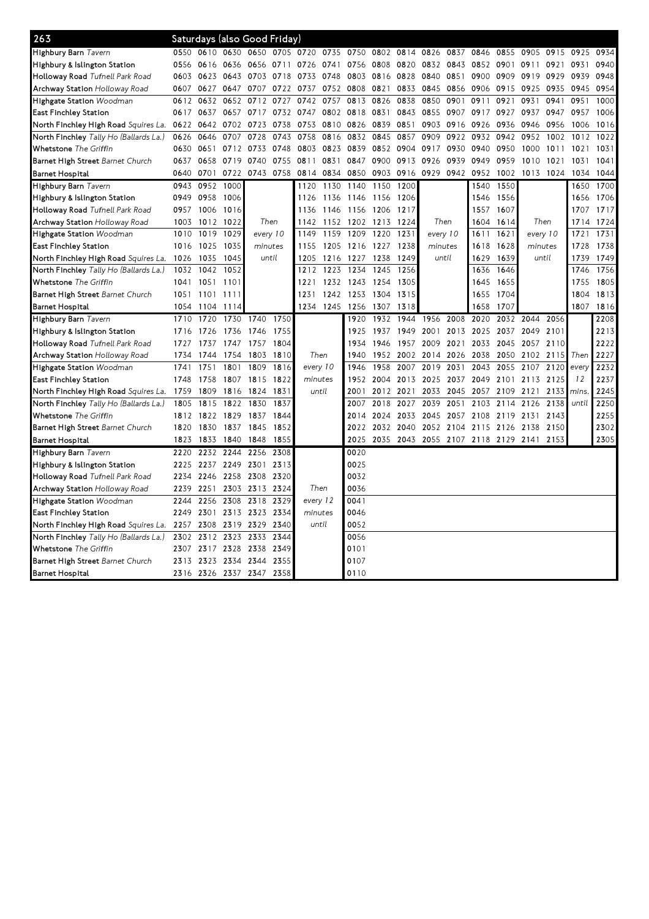## 263 Saturdays (also Good Friday)

| Stop | | | | | | | | | | | | | | | | | | |
|---|---|---|---|---|---|---|---|---|---|---|---|---|---|---|---|---|---|---|
| **Highbury Barn** *Tavern* | 0550 | 0610 | 0630 | 0650 | 0705 | 0720 | 0735 | 0750 | 0802 | 0814 | 0826 | 0837 | 0846 | 0855 | 0905 | 0915 | 0925 | 0934 |
| **Highbury & Islington Station** | 0556 | 0616 | 0636 | 0656 | 0711 | 0726 | 0741 | 0756 | 0808 | 0820 | 0832 | 0843 | 0852 | 0901 | 0911 | 0921 | 0931 | 0940 |
| **Holloway Road** *Tufnell Park Road* | 0603 | 0623 | 0643 | 0703 | 0718 | 0733 | 0748 | 0803 | 0816 | 0828 | 0840 | 0851 | 0900 | 0909 | 0919 | 0929 | 0939 | 0948 |
| **Archway Station** *Holloway Road* | 0607 | 0627 | 0647 | 0707 | 0722 | 0737 | 0752 | 0808 | 0821 | 0833 | 0845 | 0856 | 0906 | 0915 | 0925 | 0935 | 0945 | 0954 |
| **Highgate Station** *Woodman* | 0612 | 0632 | 0652 | 0712 | 0727 | 0742 | 0757 | 0813 | 0826 | 0838 | 0850 | 0901 | 0911 | 0921 | 0931 | 0941 | 0951 | 1000 |
| **East Finchley Station** | 0617 | 0637 | 0657 | 0717 | 0732 | 0747 | 0802 | 0818 | 0831 | 0843 | 0855 | 0907 | 0917 | 0927 | 0937 | 0947 | 0957 | 1006 |
| **North Finchley High Road** *Squires La.* | 0622 | 0642 | 0702 | 0723 | 0738 | 0753 | 0810 | 0826 | 0839 | 0851 | 0903 | 0916 | 0926 | 0936 | 0946 | 0956 | 1006 | 1016 |
| **North Finchley** *Tally Ho (Ballards La.)* | 0626 | 0646 | 0707 | 0728 | 0743 | 0758 | 0816 | 0832 | 0845 | 0857 | 0909 | 0922 | 0932 | 0942 | 0952 | 1002 | 1012 | 1022 |
| **Whetstone** *The Griffin* | 0630 | 0651 | 0712 | 0733 | 0748 | 0803 | 0823 | 0839 | 0852 | 0904 | 0917 | 0930 | 0940 | 0950 | 1000 | 1011 | 1021 | 1031 |
| **Barnet High Street** *Barnet Church* | 0637 | 0658 | 0719 | 0740 | 0755 | 0811 | 0831 | 0847 | 0900 | 0913 | 0926 | 0939 | 0949 | 0959 | 1010 | 1021 | 1031 | 1041 |
| **Barnet Hospital** | 0640 | 0701 | 0722 | 0743 | 0758 | 0814 | 0834 | 0850 | 0903 | 0916 | 0929 | 0942 | 0952 | 1002 | 1013 | 1024 | 1034 | 1044 |

| Stop | | | | | | | | | | | | | | | | |
|---|---|---|---|---|---|---|---|---|---|---|---|---|---|---|---|---|
| **Highbury Barn** *Tavern* | 0943 | 0952 | 1000 | Then every 10 minutes until | 1120 | 1130 | 1140 | 1150 | 1200 | Then every 10 minutes until | 1540 | 1550 | Then every 10 minutes until | 1650 | 1700 |
| **Highbury & Islington Station** | 0949 | 0958 | 1006 | | 1126 | 1136 | 1146 | 1156 | 1206 | | 1546 | 1556 | | 1656 | 1706 |
| **Holloway Road** *Tufnell Park Road* | 0957 | 1006 | 1016 | | 1136 | 1146 | 1156 | 1206 | 1217 | | 1557 | 1607 | | 1707 | 1717 |
| **Archway Station** *Holloway Road* | 1003 | 1012 | 1022 | | 1142 | 1152 | 1202 | 1213 | 1224 | | 1604 | 1614 | | 1714 | 1724 |
| **Highgate Station** *Woodman* | 1010 | 1019 | 1029 | | 1149 | 1159 | 1209 | 1220 | 1231 | | 1611 | 1621 | | 1721 | 1731 |
| **East Finchley Station** | 1016 | 1025 | 1035 | | 1155 | 1205 | 1216 | 1227 | 1238 | | 1618 | 1628 | | 1728 | 1738 |
| **North Finchley High Road** *Squires La.* | 1026 | 1035 | 1045 | | 1205 | 1216 | 1227 | 1238 | 1249 | | 1629 | 1639 | | 1739 | 1749 |
| **North Finchley** *Tally Ho (Ballards La.)* | 1032 | 1042 | 1052 | | 1212 | 1223 | 1234 | 1245 | 1256 | | 1636 | 1646 | | 1746 | 1756 |
| **Whetstone** *The Griffin* | 1041 | 1051 | 1101 | | 1221 | 1232 | 1243 | 1254 | 1305 | | 1645 | 1655 | | 1755 | 1805 |
| **Barnet High Street** *Barnet Church* | 1051 | 1101 | 1111 | | 1231 | 1242 | 1253 | 1304 | 1315 | | 1655 | 1704 | | 1804 | 1813 |
| **Barnet Hospital** | 1054 | 1104 | 1114 | | 1234 | 1245 | 1256 | 1307 | 1318 | | 1658 | 1707 | | 1807 | 1816 |

| Stop | | | | | | | | | | | | | | | | | |
|---|---|---|---|---|---|---|---|---|---|---|---|---|---|---|---|---|---|
| **Highbury Barn** *Tavern* | 1710 | 1720 | 1730 | 1740 | 1750 | Then every 10 minutes until | 1920 | 1932 | 1944 | 1956 | 2008 | 2020 | 2032 | 2044 | 2056 | Then every 12 mins. until | 2208 |
| **Highbury & Islington Station** | 1716 | 1726 | 1736 | 1746 | 1755 | | 1925 | 1937 | 1949 | 2001 | 2013 | 2025 | 2037 | 2049 | 2101 | | 2213 |
| **Holloway Road** *Tufnell Park Road* | 1727 | 1737 | 1747 | 1757 | 1804 | | 1934 | 1946 | 1957 | 2009 | 2021 | 2033 | 2045 | 2057 | 2110 | | 2222 |
| **Archway Station** *Holloway Road* | 1734 | 1744 | 1754 | 1803 | 1810 | | 1940 | 1952 | 2002 | 2014 | 2026 | 2038 | 2050 | 2102 | 2115 | | 2227 |
| **Highgate Station** *Woodman* | 1741 | 1751 | 1801 | 1809 | 1816 | | 1946 | 1958 | 2007 | 2019 | 2031 | 2043 | 2055 | 2107 | 2120 | | 2232 |
| **East Finchley Station** | 1748 | 1758 | 1807 | 1815 | 1822 | | 1952 | 2004 | 2013 | 2025 | 2037 | 2049 | 2101 | 2113 | 2125 | | 2237 |
| **North Finchley High Road** *Squires La.* | 1759 | 1809 | 1816 | 1824 | 1831 | | 2001 | 2012 | 2021 | 2033 | 2045 | 2057 | 2109 | 2121 | 2133 | | 2245 |
| **North Finchley** *Tally Ho (Ballards La.)* | 1805 | 1815 | 1822 | 1830 | 1837 | | 2007 | 2018 | 2027 | 2039 | 2051 | 2103 | 2114 | 2126 | 2138 | | 2250 |
| **Whetstone** *The Griffin* | 1812 | 1822 | 1829 | 1837 | 1844 | | 2014 | 2024 | 2033 | 2045 | 2057 | 2108 | 2119 | 2131 | 2143 | | 2255 |
| **Barnet High Street** *Barnet Church* | 1820 | 1830 | 1837 | 1845 | 1852 | | 2022 | 2032 | 2040 | 2052 | 2104 | 2115 | 2126 | 2138 | 2150 | | 2302 |
| **Barnet Hospital** | 1823 | 1833 | 1840 | 1848 | 1855 | | 2025 | 2035 | 2043 | 2055 | 2107 | 2118 | 2129 | 2141 | 2153 | | 2305 |

| Stop | | | | | | | |
|---|---|---|---|---|---|---|---|
| **Highbury Barn** *Tavern* | 2220 | 2232 | 2244 | 2256 | 2308 | Then every 12 minutes until | 0020 |
| **Highbury & Islington Station** | 2225 | 2237 | 2249 | 2301 | 2313 | | 0025 |
| **Holloway Road** *Tufnell Park Road* | 2234 | 2246 | 2258 | 2308 | 2320 | | 0032 |
| **Archway Station** *Holloway Road* | 2239 | 2251 | 2303 | 2313 | 2324 | | 0036 |
| **Highgate Station** *Woodman* | 2244 | 2256 | 2308 | 2318 | 2329 | | 0041 |
| **East Finchley Station** | 2249 | 2301 | 2313 | 2323 | 2334 | | 0046 |
| **North Finchley High Road** *Squires La.* | 2257 | 2308 | 2319 | 2329 | 2340 | | 0052 |
| **North Finchley** *Tally Ho (Ballards La.)* | 2302 | 2312 | 2323 | 2333 | 2344 | | 0056 |
| **Whetstone** *The Griffin* | 2307 | 2317 | 2328 | 2338 | 2349 | | 0101 |
| **Barnet High Street** *Barnet Church* | 2313 | 2323 | 2334 | 2344 | 2355 | | 0107 |
| **Barnet Hospital** | 2316 | 2326 | 2337 | 2347 | 2358 | | 0110 |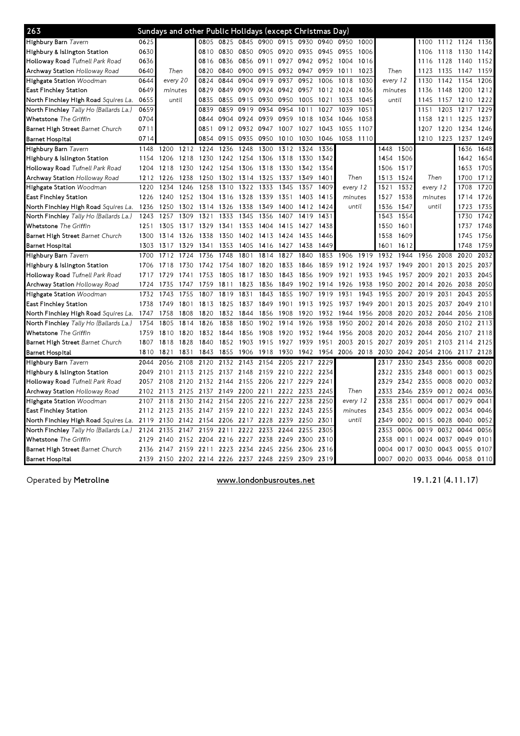## 263 Sundays and other Public Holidays (except Christmas Day)

| | | | | | | | | | | | | | | | | | |
|---|---|---|---|---|---|---|---|---|---|---|---|---|---|---|---|---|---|
| **Highbury Barn** *Tavern* | 0625 | Then every 20 minutes until | 0805 | 0825 | 0845 | 0900 | 0915 | 0930 | 0940 | 0950 | 1000 | Then every 12 minutes until | 1100 | 1112 | 1124 | 1136 |
| **Highbury & Islington Station** | 0630 | | 0810 | 0830 | 0850 | 0905 | 0920 | 0935 | 0945 | 0955 | 1006 | | 1106 | 1118 | 1130 | 1142 |
| **Holloway Road** *Tufnell Park Road* | 0636 | | 0816 | 0836 | 0856 | 0911 | 0927 | 0942 | 0952 | 1004 | 1016 | | 1116 | 1128 | 1140 | 1152 |
| **Archway Station** *Holloway Road* | 0640 | | 0820 | 0840 | 0900 | 0915 | 0932 | 0947 | 0959 | 1011 | 1023 | | 1123 | 1135 | 1147 | 1159 |
| **Highgate Station** *Woodman* | 0644 | | 0824 | 0844 | 0904 | 0919 | 0937 | 0952 | 1006 | 1018 | 1030 | | 1130 | 1142 | 1154 | 1206 |
| **East Finchley Station** | 0649 | | 0829 | 0849 | 0909 | 0924 | 0942 | 0957 | 1012 | 1024 | 1036 | | 1136 | 1148 | 1200 | 1212 |
| **North Finchley High Road** *Squires La.* | 0655 | | 0835 | 0855 | 0915 | 0930 | 0950 | 1005 | 1021 | 1033 | 1045 | | 1145 | 1157 | 1210 | 1222 |
| **North Finchley** *Tally Ho (Ballards La.)* | 0659 | | 0839 | 0859 | 0919 | 0934 | 0954 | 1011 | 1027 | 1039 | 1051 | | 1151 | 1203 | 1217 | 1229 |
| **Whetstone** *The Griffin* | 0704 | | 0844 | 0904 | 0924 | 0939 | 0959 | 1018 | 1034 | 1046 | 1058 | | 1158 | 1211 | 1225 | 1237 |
| **Barnet High Street** *Barnet Church* | 0711 | | 0851 | 0912 | 0932 | 0947 | 1007 | 1027 | 1043 | 1055 | 1107 | | 1207 | 1220 | 1234 | 1246 |
| **Barnet Hospital** | 0714 | | 0854 | 0915 | 0935 | 0950 | 1010 | 1030 | 1046 | 1058 | 1110 | | 1210 | 1223 | 1237 | 1249 |

| | | | | | | | | | | | | | | | | |
|---|---|---|---|---|---|---|---|---|---|---|---|---|---|---|---|---|
| **Highbury Barn** *Tavern* | 1148 | 1200 | 1212 | 1224 | 1236 | 1248 | 1300 | 1312 | 1324 | 1336 | Then every 12 minutes until | 1448 | 1500 | Then every 12 minutes until | 1636 | 1648 |
| **Highbury & Islington Station** | 1154 | 1206 | 1218 | 1230 | 1242 | 1254 | 1306 | 1318 | 1330 | 1342 | | 1454 | 1506 | | 1642 | 1654 |
| **Holloway Road** *Tufnell Park Road* | 1204 | 1218 | 1230 | 1242 | 1254 | 1306 | 1318 | 1330 | 1342 | 1354 | | 1506 | 1517 | | 1653 | 1705 |
| **Archway Station** *Holloway Road* | 1212 | 1226 | 1238 | 1250 | 1302 | 1314 | 1325 | 1337 | 1349 | 1401 | | 1513 | 1524 | | 1700 | 1712 |
| **Highgate Station** *Woodman* | 1220 | 1234 | 1246 | 1258 | 1310 | 1322 | 1333 | 1345 | 1357 | 1409 | | 1521 | 1532 | | 1708 | 1720 |
| **East Finchley Station** | 1226 | 1240 | 1252 | 1304 | 1316 | 1328 | 1339 | 1351 | 1403 | 1415 | | 1527 | 1538 | | 1714 | 1726 |
| **North Finchley High Road** *Squires La.* | 1236 | 1250 | 1302 | 1314 | 1326 | 1338 | 1349 | 1400 | 1412 | 1424 | | 1536 | 1547 | | 1723 | 1735 |
| **North Finchley** *Tally Ho (Ballards La.)* | 1243 | 1257 | 1309 | 1321 | 1333 | 1345 | 1356 | 1407 | 1419 | 1431 | | 1543 | 1554 | | 1730 | 1742 |
| **Whetstone** *The Griffin* | 1251 | 1305 | 1317 | 1329 | 1341 | 1353 | 1404 | 1415 | 1427 | 1438 | | 1550 | 1601 | | 1737 | 1748 |
| **Barnet High Street** *Barnet Church* | 1300 | 1314 | 1326 | 1338 | 1350 | 1402 | 1413 | 1424 | 1435 | 1446 | | 1558 | 1609 | | 1745 | 1756 |
| **Barnet Hospital** | 1303 | 1317 | 1329 | 1341 | 1353 | 1405 | 1416 | 1427 | 1438 | 1449 | | 1601 | 1612 | | 1748 | 1759 |

| | | | | | | | | | | | | | | | | |
|---|---|---|---|---|---|---|---|---|---|---|---|---|---|---|---|---|
| **Highbury Barn** *Tavern* | 1700 | 1712 | 1724 | 1736 | 1748 | 1801 | 1814 | 1827 | 1840 | 1853 | 1906 | 1919 | 1932 | 1944 | 1956 | 2008 | 2020 | 2032 |
| **Highbury & Islington Station** | 1706 | 1718 | 1730 | 1742 | 1754 | 1807 | 1820 | 1833 | 1846 | 1859 | 1912 | 1924 | 1937 | 1949 | 2001 | 2013 | 2025 | 2037 |
| **Holloway Road** *Tufnell Park Road* | 1717 | 1729 | 1741 | 1753 | 1805 | 1817 | 1830 | 1843 | 1856 | 1909 | 1921 | 1933 | 1945 | 1957 | 2009 | 2021 | 2033 | 2045 |
| **Archway Station** *Holloway Road* | 1724 | 1735 | 1747 | 1759 | 1811 | 1823 | 1836 | 1849 | 1902 | 1914 | 1926 | 1938 | 1950 | 2002 | 2014 | 2026 | 2038 | 2050 |
| **Highgate Station** *Woodman* | 1732 | 1743 | 1755 | 1807 | 1819 | 1831 | 1843 | 1855 | 1907 | 1919 | 1931 | 1943 | 1955 | 2007 | 2019 | 2031 | 2043 | 2055 |
| **East Finchley Station** | 1738 | 1749 | 1801 | 1813 | 1825 | 1837 | 1849 | 1901 | 1913 | 1925 | 1937 | 1949 | 2001 | 2013 | 2025 | 2037 | 2049 | 2101 |
| **North Finchley High Road** *Squires La.* | 1747 | 1758 | 1808 | 1820 | 1832 | 1844 | 1856 | 1908 | 1920 | 1932 | 1944 | 1956 | 2008 | 2020 | 2032 | 2044 | 2056 | 2108 |
| **North Finchley** *Tally Ho (Ballards La.)* | 1754 | 1805 | 1814 | 1826 | 1838 | 1850 | 1902 | 1914 | 1926 | 1938 | 1950 | 2002 | 2014 | 2026 | 2038 | 2050 | 2102 | 2113 |
| **Whetstone** *The Griffin* | 1759 | 1810 | 1820 | 1832 | 1844 | 1856 | 1908 | 1920 | 1932 | 1944 | 1956 | 2008 | 2020 | 2032 | 2044 | 2056 | 2107 | 2118 |
| **Barnet High Street** *Barnet Church* | 1807 | 1818 | 1828 | 1840 | 1852 | 1903 | 1915 | 1927 | 1939 | 1951 | 2003 | 2015 | 2027 | 2039 | 2051 | 2103 | 2114 | 2125 |
| **Barnet Hospital** | 1810 | 1821 | 1831 | 1843 | 1855 | 1906 | 1918 | 1930 | 1942 | 1954 | 2006 | 2018 | 2030 | 2042 | 2054 | 2106 | 2117 | 2128 |

| | | | | | | | | | | | | | | | | | |
|---|---|---|---|---|---|---|---|---|---|---|---|---|---|---|---|---|---|
| **Highbury Barn** *Tavern* | 2044 | 2056 | 2108 | 2120 | 2132 | 2143 | 2154 | 2205 | 2217 | 2229 | Then every 12 minutes until | 2317 | 2330 | 2343 | 2356 | 0008 | 0020 |
| **Highbury & Islington Station** | 2049 | 2101 | 2113 | 2125 | 2137 | 2148 | 2159 | 2210 | 2222 | 2234 | | 2322 | 2335 | 2348 | 0001 | 0013 | 0025 |
| **Holloway Road** *Tufnell Park Road* | 2057 | 2108 | 2120 | 2132 | 2144 | 2155 | 2206 | 2217 | 2229 | 2241 | | 2329 | 2342 | 2355 | 0008 | 0020 | 0032 |
| **Archway Station** *Holloway Road* | 2102 | 2113 | 2125 | 2137 | 2149 | 2200 | 2211 | 2222 | 2233 | 2245 | | 2333 | 2346 | 2359 | 0012 | 0024 | 0036 |
| **Highgate Station** *Woodman* | 2107 | 2118 | 2130 | 2142 | 2154 | 2205 | 2216 | 2227 | 2238 | 2250 | | 2338 | 2351 | 0004 | 0017 | 0029 | 0041 |
| **East Finchley Station** | 2112 | 2123 | 2135 | 2147 | 2159 | 2210 | 2221 | 2232 | 2243 | 2255 | | 2343 | 2356 | 0009 | 0022 | 0034 | 0046 |
| **North Finchley High Road** *Squires La.* | 2119 | 2130 | 2142 | 2154 | 2206 | 2217 | 2228 | 2239 | 2250 | 2301 | | 2349 | 0002 | 0015 | 0028 | 0040 | 0052 |
| **North Finchley** *Tally Ho (Ballards La.)* | 2124 | 2135 | 2147 | 2159 | 2211 | 2222 | 2233 | 2244 | 2255 | 2305 | | 2353 | 0006 | 0019 | 0032 | 0044 | 0056 |
| **Whetstone** *The Griffin* | 2129 | 2140 | 2152 | 2204 | 2216 | 2227 | 2238 | 2249 | 2300 | 2310 | | 2358 | 0011 | 0024 | 0037 | 0049 | 0101 |
| **Barnet High Street** *Barnet Church* | 2136 | 2147 | 2159 | 2211 | 2223 | 2234 | 2245 | 2256 | 2306 | 2316 | | 0004 | 0017 | 0030 | 0043 | 0055 | 0107 |
| **Barnet Hospital** | 2139 | 2150 | 2202 | 2214 | 2226 | 2237 | 2248 | 2259 | 2309 | 2319 | | 0007 | 0020 | 0033 | 0046 | 0058 | 0110 |

Operated by **Metroline** www.londonbusroutes.net 19.1.21 (4.11.17)